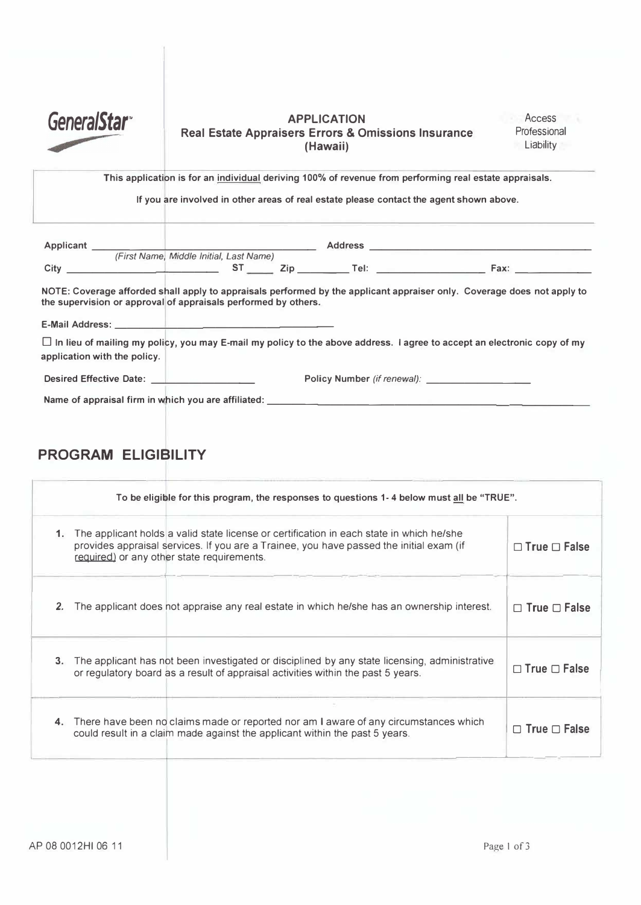**GeneralStar**

# APPLICATION
## Real Estate Appraisers Errors & Omissions Insurance (Hawaii)

Access Professional Liability

This application is for an individual deriving 100% of revenue from performing real estate appraisals.

If you are involved in other areas of real estate please contact the agent shown above.

Applicant _______________________________ Address _______________________________
*(First Name, Middle Initial, Last Name)*

City _______________ ST _____ Zip _________ Tel: _______________ Fax: _______________

**NOTE: Coverage afforded shall apply to appraisals performed by the applicant appraiser only. Coverage does not apply to the supervision or approval of appraisals performed by others.**

E-Mail Address: _______________________________

☐ **In lieu of mailing my policy, you may E-mail my policy to the above address. I agree to accept an electronic copy of my application with the policy.**

Desired Effective Date: _______________ Policy Number *(if renewal)*: _______________

Name of appraisal firm in which you are affiliated: _______________________________

## PROGRAM ELIGIBILITY

| To be eligible for this program, the responses to questions 1- 4 below must all be "TRUE". | |
|---|---|
| 1. The applicant holds a valid state license or certification in each state in which he/she provides appraisal services. If you are a Trainee, you have passed the initial exam (if required) or any other state requirements. | ☐ True ☐ False |
| 2. The applicant does not appraise any real estate in which he/she has an ownership interest. | ☐ True ☐ False |
| 3. The applicant has not been investigated or disciplined by any state licensing, administrative or regulatory board as a result of appraisal activities within the past 5 years. | ☐ True ☐ False |
| 4. There have been no claims made or reported nor am I aware of any circumstances which could result in a claim made against the applicant within the past 5 years. | ☐ True ☐ False |

AP 08 0012HI 06 11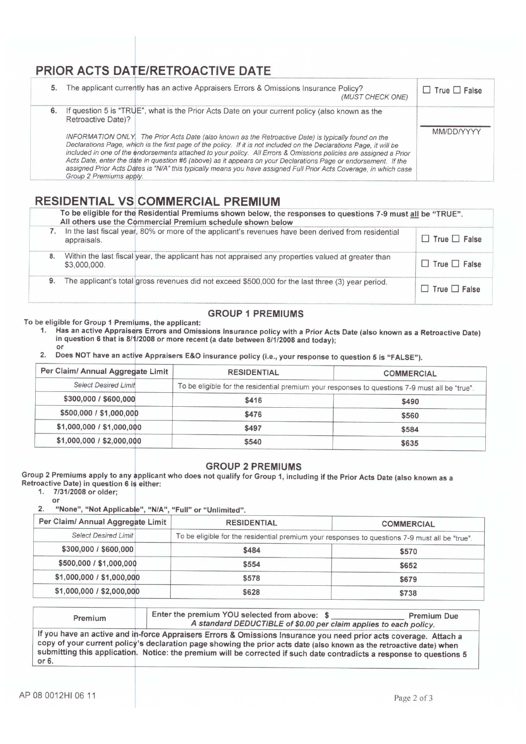## PRIOR ACTS DATE/RETROACTIVE DATE

| | |
|---|---|
| 5. The applicant currently has an active Appraisers Errors & Omissions Insurance Policy? *(MUST CHECK ONE)* | ☐ True ☐ False |
| 6. If question 5 is "TRUE", what is the Prior Acts Date on your current policy (also known as the Retroactive Date)?<br><br>*INFORMATION ONLY. The Prior Acts Date (also known as the Retroactive Date) is typically found on the Declarations Page, which is the first page of the policy. If it is not included on the Declarations Page, it will be included in one of the endorsements attached to your policy. All Errors & Omissions policies are assigned a Prior Acts Date, enter the date in question #6 (above) as it appears on your Declarations Page or endorsement. If the assigned Prior Acts Dates is "N/A" this typically means you have assigned Full Prior Acts Coverage, in which case Group 2 Premiums apply.* | ____________<br>MM/DD/YYYY |

## RESIDENTIAL VS COMMERCIAL PREMIUM

**To be eligible for the Residential Premiums shown below, the responses to questions 7-9 must all be "TRUE". All others use the Commercial Premium schedule shown below**

| | |
|---|---|
| 7. In the last fiscal year, 80% or more of the applicant's revenues have been derived from residential appraisals. | ☐ True ☐ False |
| 8. Within the last fiscal year, the applicant has not appraised any properties valued at greater than $3,000,000. | ☐ True ☐ False |
| 9. The applicant's total gross revenues did not exceed $500,000 for the last three (3) year period. | ☐ True ☐ False |

### GROUP 1 PREMIUMS

To be eligible for Group 1 Premiums, the applicant:

1. **Has an active Appraisers Errors and Omissions Insurance policy with a Prior Acts Date (also known as a Retroactive Date) in question 6 that is 8/1/2008 or more recent (a date between 8/1/2008 and today);**
   or
2. **Does NOT have an active Appraisers E&O insurance policy (i.e., your response to question 5 is "FALSE").**

| Per Claim/ Annual Aggregate Limit | RESIDENTIAL | COMMERCIAL |
|---|---|---|
| *Select Desired Limit* | To be eligible for the residential premium your responses to questions 7-9 must all be "true". | |
| $300,000 / $600,000 | $416 | $490 |
| $500,000 / $1,000,000 | $476 | $560 |
| $1,000,000 / $1,000,000 | $497 | $584 |
| $1,000,000 / $2,000,000 | $540 | $635 |

### GROUP 2 PREMIUMS

**Group 2 Premiums apply to any applicant who does not qualify for Group 1, including if the Prior Acts Date (also known as a Retroactive Date) in question 6 is either:**

1. **7/31/2008 or older;**
   or
2. **"None", "Not Applicable", "N/A", "Full" or "Unlimited".**

| Per Claim/ Annual Aggregate Limit | RESIDENTIAL | COMMERCIAL |
|---|---|---|
| *Select Desired Limit* | To be eligible for the residential premium your responses to questions 7-9 must all be "true". | |
| $300,000 / $600,000 | $484 | $570 |
| $500,000 / $1,000,000 | $554 | $652 |
| $1,000,000 / $1,000,000 | $578 | $679 |
| $1,000,000 / $2,000,000 | $628 | $738 |

| Premium | Enter the premium YOU selected from above: $ ____________ **Premium Due**<br>***A standard DEDUCTIBLE of $0.00 per claim applies to each policy.*** |
|---|---|

**If you have an active and in-force Appraisers Errors & Omissions Insurance you need prior acts coverage. Attach a copy of your current policy's declaration page showing the prior acts date (also known as the retroactive date) when submitting this application. Notice: the premium will be corrected if such date contradicts a response to questions 5 or 6.**

AP 08 0012HI 06 11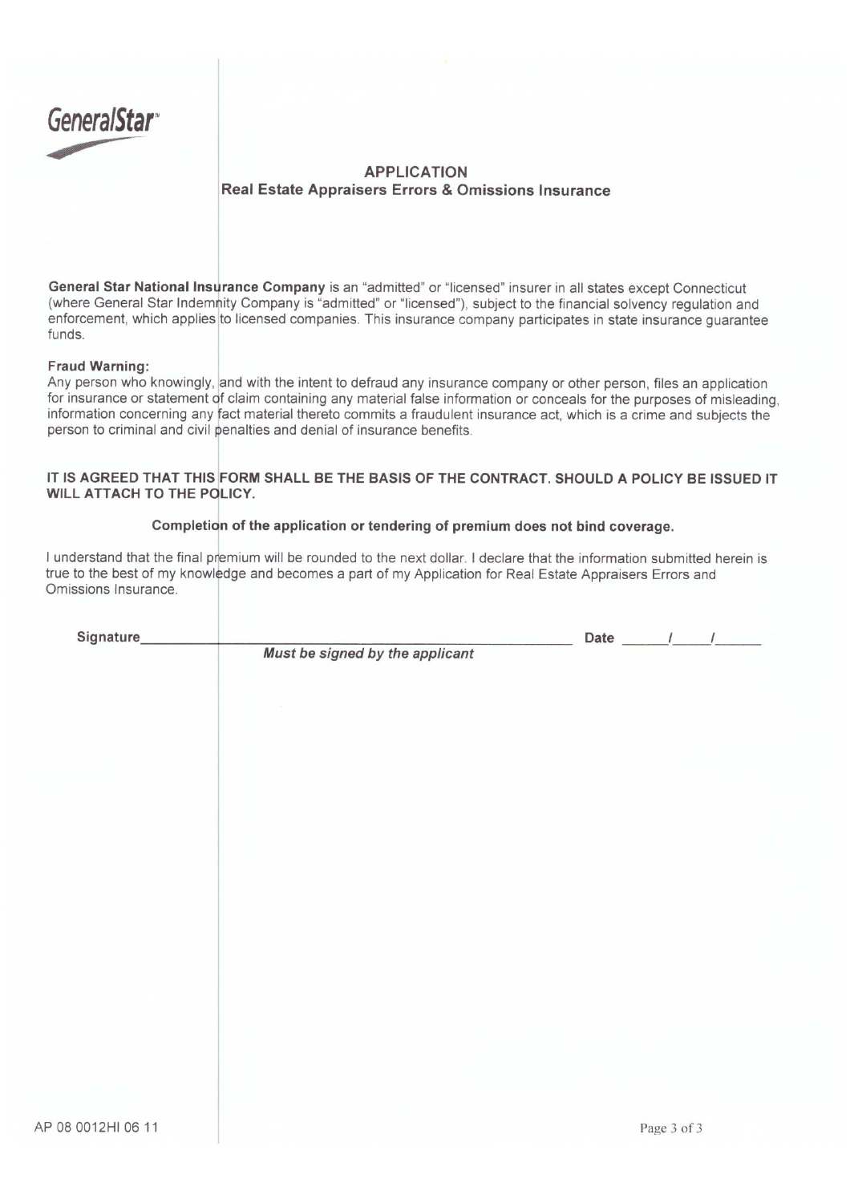GeneralStar™

## APPLICATION
### Real Estate Appraisers Errors & Omissions Insurance

**General Star National Insurance Company** is an "admitted" or "licensed" insurer in all states except Connecticut (where General Star Indemnity Company is "admitted" or "licensed"), subject to the financial solvency regulation and enforcement, which applies to licensed companies. This insurance company participates in state insurance guarantee funds.

**Fraud Warning:**
Any person who knowingly, and with the intent to defraud any insurance company or other person, files an application for insurance or statement of claim containing any material false information or conceals for the purposes of misleading, information concerning any fact material thereto commits a fraudulent insurance act, which is a crime and subjects the person to criminal and civil penalties and denial of insurance benefits.

**IT IS AGREED THAT THIS FORM SHALL BE THE BASIS OF THE CONTRACT. SHOULD A POLICY BE ISSUED IT WILL ATTACH TO THE POLICY.**

**Completion of the application or tendering of premium does not bind coverage.**

I understand that the final premium will be rounded to the next dollar. I declare that the information submitted herein is true to the best of my knowledge and becomes a part of my Application for Real Estate Appraisers Errors and Omissions Insurance.

**Signature**\_\_\_\_\_\_\_\_\_\_\_\_\_\_\_\_\_\_\_\_\_\_\_\_\_\_\_\_\_\_\_\_\_\_\_\_\_\_\_\_ **Date** \_\_\_\_\_/\_\_\_\_\_/\_\_\_\_\_

***Must be signed by the applicant***

AP 08 0012HI 06 11